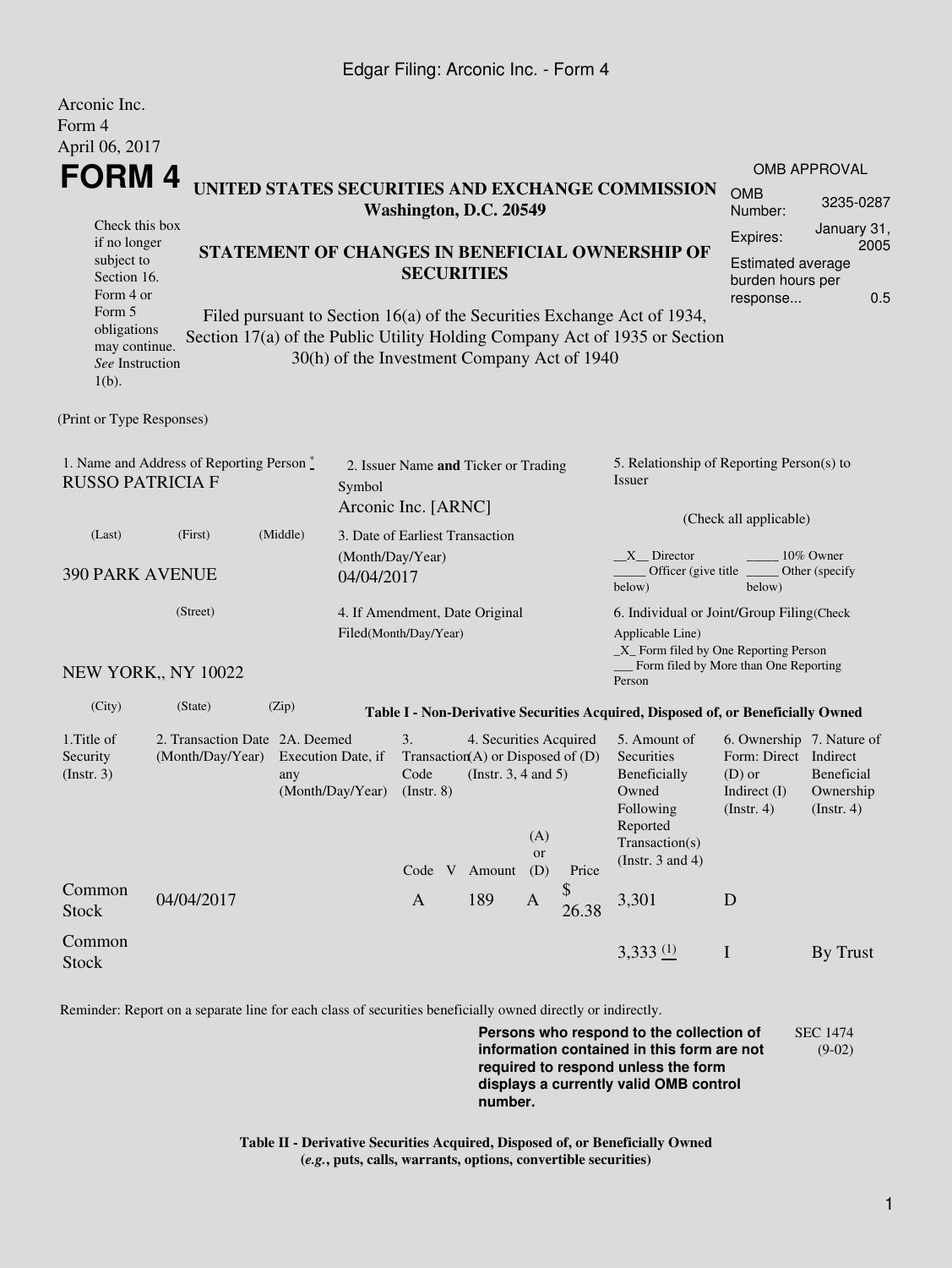Arconic Inc.
Form 4
April 06, 2017

# FORM 4

Check this box if no longer subject to Section 16. Form 4 or Form 5 obligations may continue. *See* Instruction 1(b).

**UNITED STATES SECURITIES AND EXCHANGE COMMISSION**
**Washington, D.C. 20549**

**STATEMENT OF CHANGES IN BENEFICIAL OWNERSHIP OF SECURITIES**

Filed pursuant to Section 16(a) of the Securities Exchange Act of 1934, Section 17(a) of the Public Utility Holding Company Act of 1935 or Section 30(h) of the Investment Company Act of 1940

| OMB APPROVAL | |
|---|---|
| OMB Number: | 3235-0287 |
| Expires: | January 31, 2005 |
| Estimated average burden hours per response... | 0.5 |

(Print or Type Responses)

1. Name and Address of Reporting Person *
RUSSO PATRICIA F

(Last) (First) (Middle)

390 PARK AVENUE

(Street)

NEW YORK,, NY 10022

(City) (State) (Zip)

2. Issuer Name **and** Ticker or Trading Symbol
Arconic Inc. [ARNC]

3. Date of Earliest Transaction (Month/Day/Year)
04/04/2017

4. If Amendment, Date Original Filed(Month/Day/Year)

5. Relationship of Reporting Person(s) to Issuer

(Check all applicable)

\_\_X\_\_ Director \_\_\_\_\_ 10% Owner
\_\_\_\_\_ Officer (give title below) \_\_\_\_\_ Other (specify below)

6. Individual or Joint/Group Filing(Check Applicable Line)
\_X\_ Form filed by One Reporting Person
\_\_\_ Form filed by More than One Reporting Person

**Table I - Non-Derivative Securities Acquired, Disposed of, or Beneficially Owned**

| 1.Title of Security (Instr. 3) | 2. Transaction Date (Month/Day/Year) | 2A. Deemed Execution Date, if any (Month/Day/Year) | 3. Transaction Code (Instr. 8) | | 4. Securities Acquired (A) or Disposed of (D) (Instr. 3, 4 and 5) | | | 5. Amount of Securities Beneficially Owned Following Reported Transaction(s) (Instr. 3 and 4) | 6. Ownership Form: Direct (D) or Indirect (I) (Instr. 4) | 7. Nature of Indirect Beneficial Ownership (Instr. 4) |
|---|---|---|---|---|---|---|---|---|---|---|
| | | | Code | V | Amount | (A) or (D) | Price | | | |
| Common Stock | 04/04/2017 | | A | | 189 | A | $ 26.38 | 3,301 | D | |
| Common Stock | | | | | | | | 3,333 (1) | I | By Trust |

Reminder: Report on a separate line for each class of securities beneficially owned directly or indirectly.

**Persons who respond to the collection of information contained in this form are not required to respond unless the form displays a currently valid OMB control number.**

SEC 1474 (9-02)

**Table II - Derivative Securities Acquired, Disposed of, or Beneficially Owned**
**(*e.g.*, puts, calls, warrants, options, convertible securities)**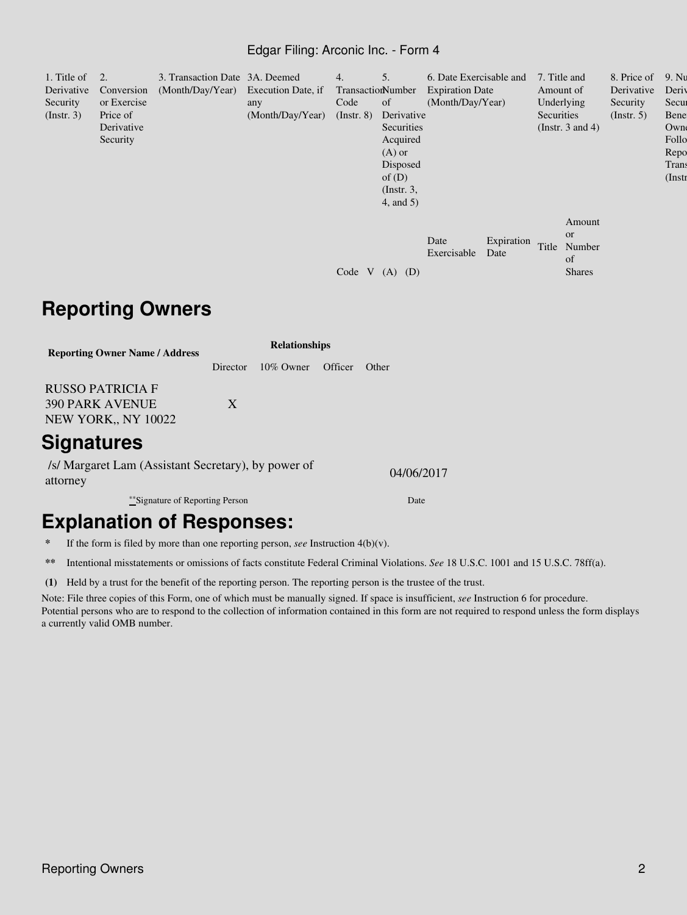| 1. Title of Derivative Security (Instr. 3) | 2. Conversion or Exercise Price of Derivative Security | 3. Transaction Date (Month/Day/Year) | 3A. Deemed Execution Date, if any (Month/Day/Year) | 4. Transaction Code (Instr. 8) | | 5. Number of Derivative Securities Acquired (A) or Disposed of (D) (Instr. 3, 4, and 5) | | 6. Date Exercisable and Expiration Date (Month/Day/Year) | | 7. Title and Amount of Underlying Securities (Instr. 3 and 4) | | 8. Price of Derivative Security (Instr. 5) | 9. Nu Deriv Secur Bene Owne Follo Repo Trans (Instr |
|---|---|---|---|---|---|---|---|---|---|---|---|---|---|
| | | | | Code | V | (A) | (D) | Date Exercisable | Expiration Date | Title | Amount or Number of Shares | | |

## Reporting Owners

| Reporting Owner Name / Address | Relationships | | | |
|---|---|---|---|---|
| | Director | 10% Owner | Officer | Other |
| RUSSO PATRICIA F<br>390 PARK AVENUE<br>NEW YORK,, NY 10022 | X | | | |

## Signatures

| /s/ Margaret Lam (Assistant Secretary), by power of attorney | 04/06/2017 |
|---|---|
| **Signature of Reporting Person | Date |

## Explanation of Responses:

\* If the form is filed by more than one reporting person, *see* Instruction 4(b)(v).

\*\* Intentional misstatements or omissions of facts constitute Federal Criminal Violations. *See* 18 U.S.C. 1001 and 15 U.S.C. 78ff(a).

**(1)** Held by a trust for the benefit of the reporting person. The reporting person is the trustee of the trust.

Note: File three copies of this Form, one of which must be manually signed. If space is insufficient, *see* Instruction 6 for procedure.
Potential persons who are to respond to the collection of information contained in this form are not required to respond unless the form displays a currently valid OMB number.